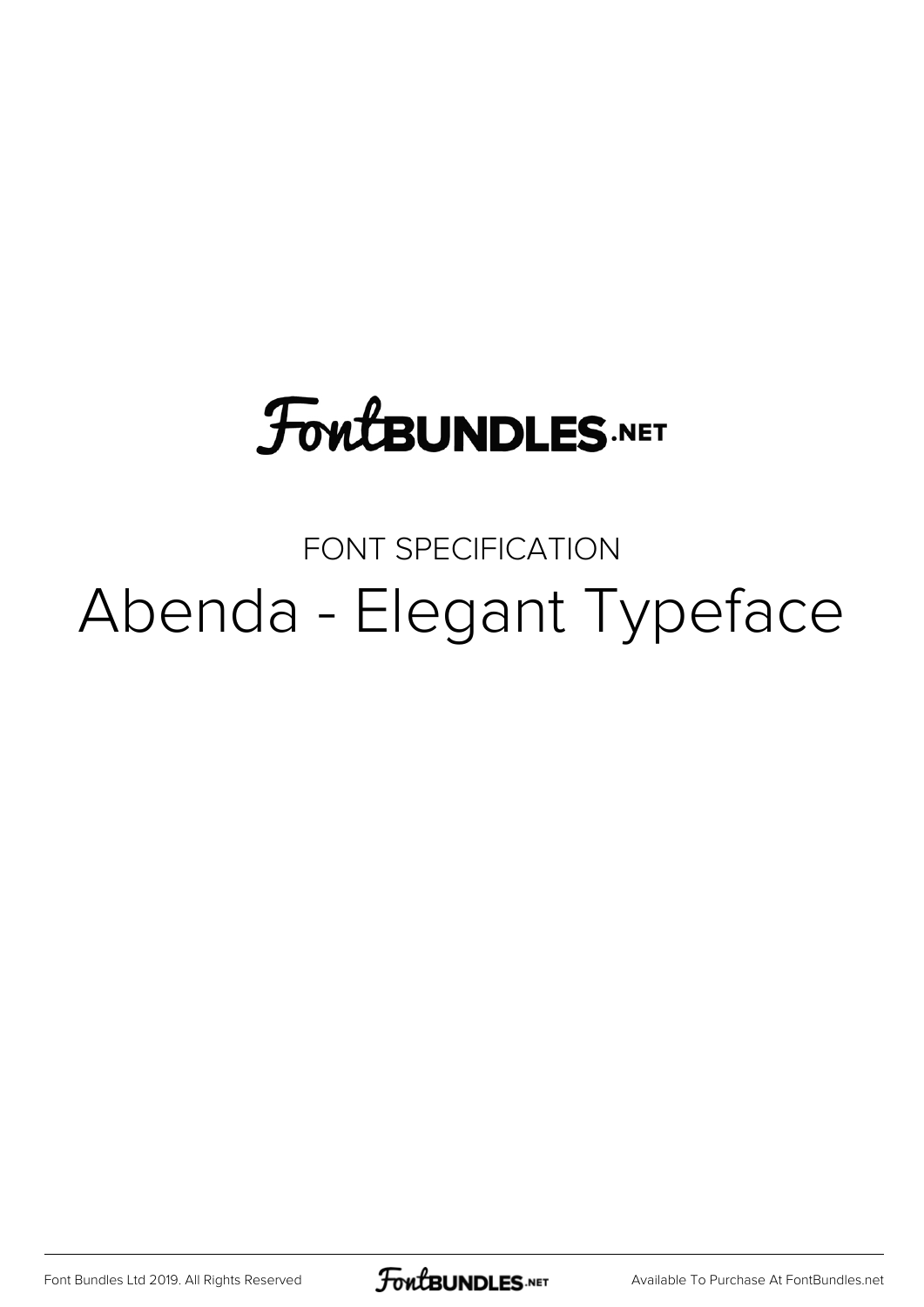# FontBUNDLES.NET

FONT SPECIFICATION

## Abenda - Elegant Typeface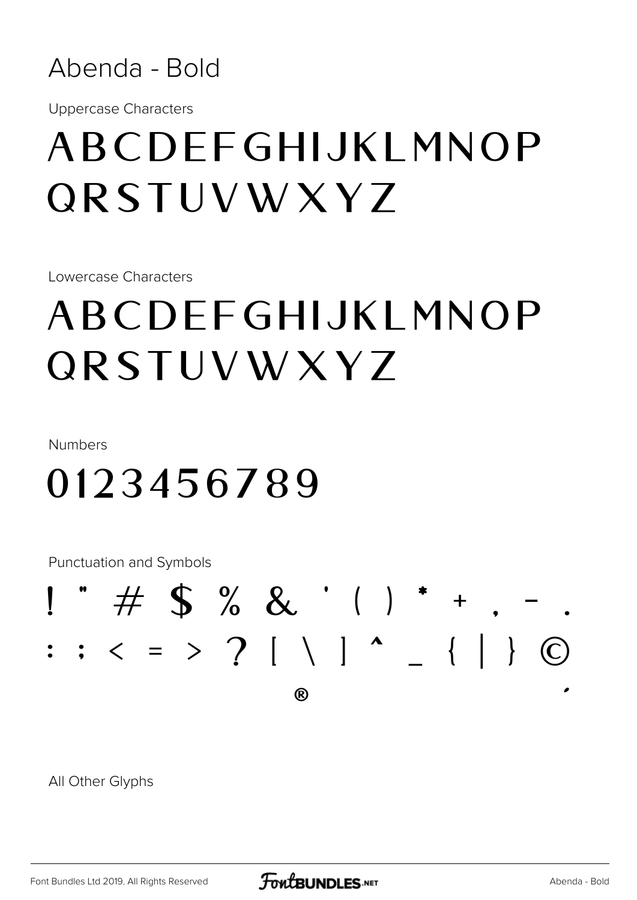# Abenda - Bold

Uppercase Characters

ABCDEFGHIJKLMNOP
QRSTUVWXYZ

Lowercase Characters

ABCDEFGHIJKLMNOP
QRSTUVWXYZ

Numbers

0123456789

Punctuation and Symbols

! " # $ % & ' ( ) * + , - .
: ; < = > ? [ \ ] ^ _ { | } ©
® ´

All Other Glyphs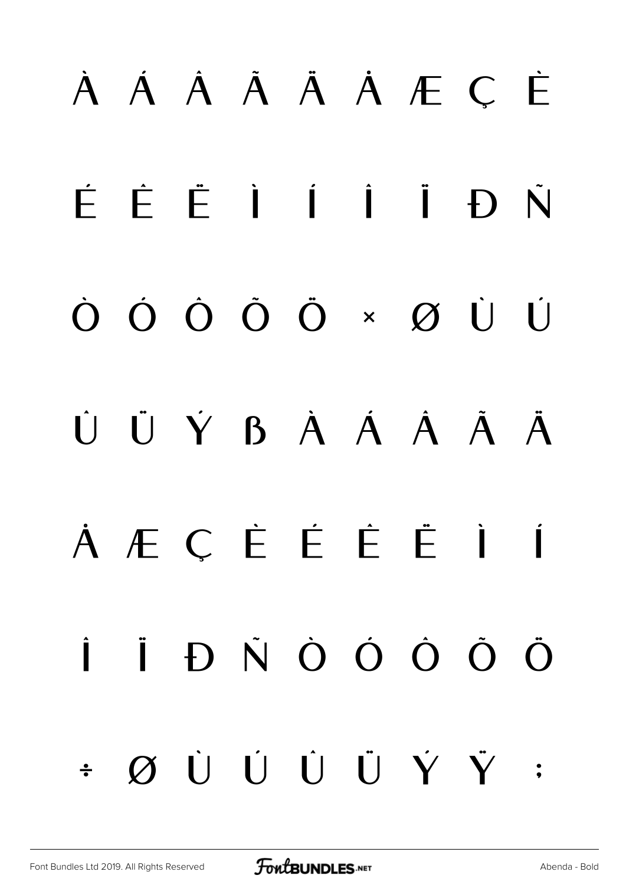À Á Â Ã Ä Å Æ Ç È

É Ê Ë Ì Í Î Ï Ð Ñ

Ò Ó Ô Õ Ö × Ø Ù Ú

Û Ü Ý ß à á â ã ä

å æ ç è é ê ë ì í

î ï ð ñ ò ó ô õ ö

÷ ø ù ú û ü ý ÿ ;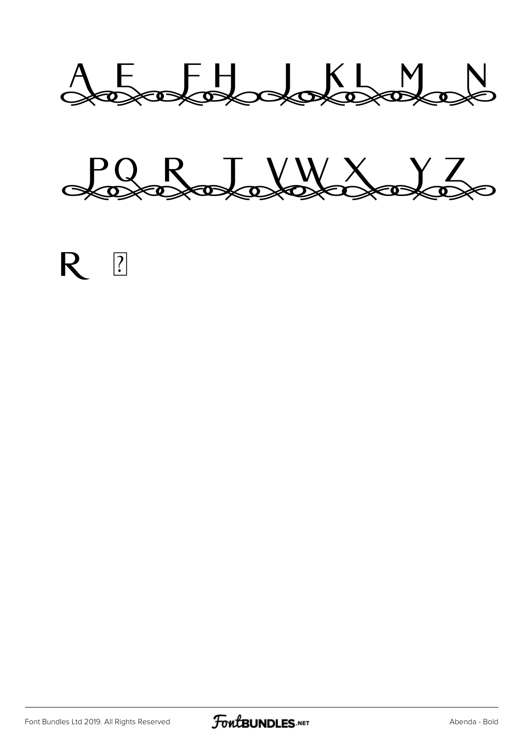A E F H J K L M N

P Q R T V W X Y Z

R ?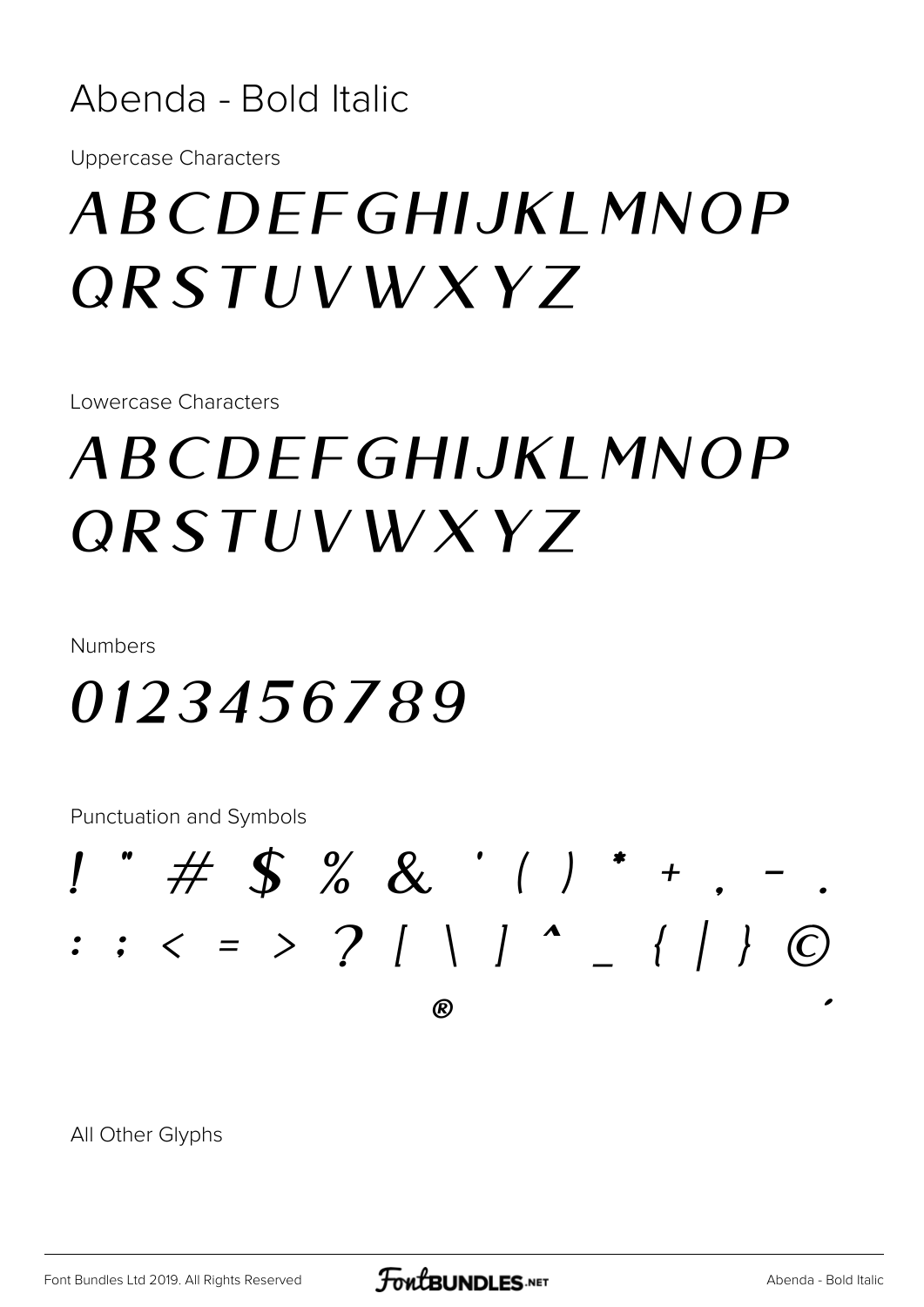# Abenda - Bold Italic

Uppercase Characters

*ABCDEFGHIJKLMNOP QRSTUVWXYZ*

Lowercase Characters

*ABCDEFGHIJKLMNOP QRSTUVWXYZ*

Numbers

*0123456789*

Punctuation and Symbols

*! " # $ % & ' ( ) * + , - . : ; < = > ? [ \ ] ^ _ { | } © ® ´*

All Other Glyphs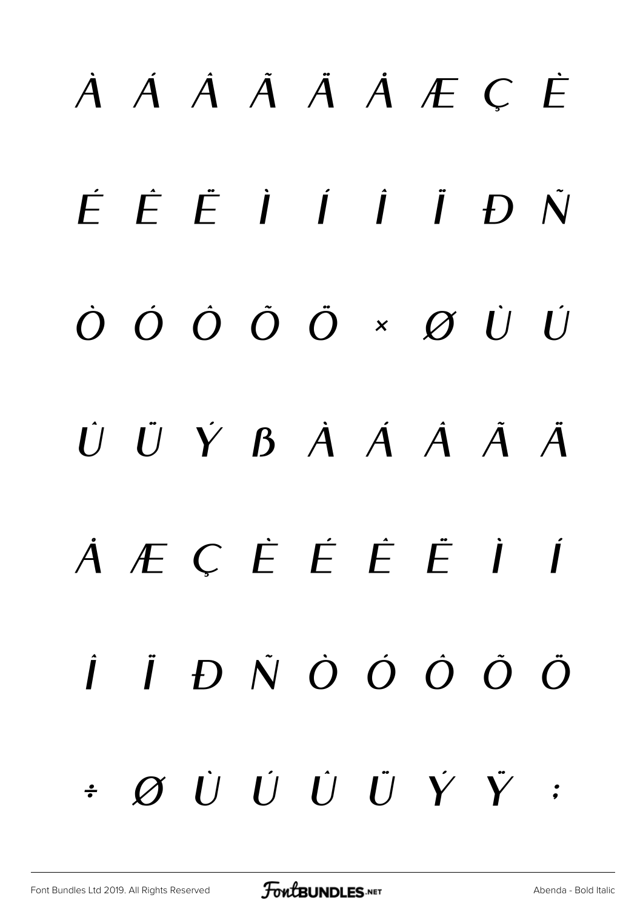À Á Â Ã Ä Å Æ Ç È

É Ê Ë Ì Í Î Ï Ð Ñ

Ò Ó Ô Õ Ö × Ø Ù Ú

Û Ü Ý ß À Á Â Ã Ä

Å Æ Ç È É Ê Ë Ì Í

Î Ï Ð Ñ Ò Ó Ô Õ Ö

÷ Ø Ù Ú Û Ü Ý Ÿ ;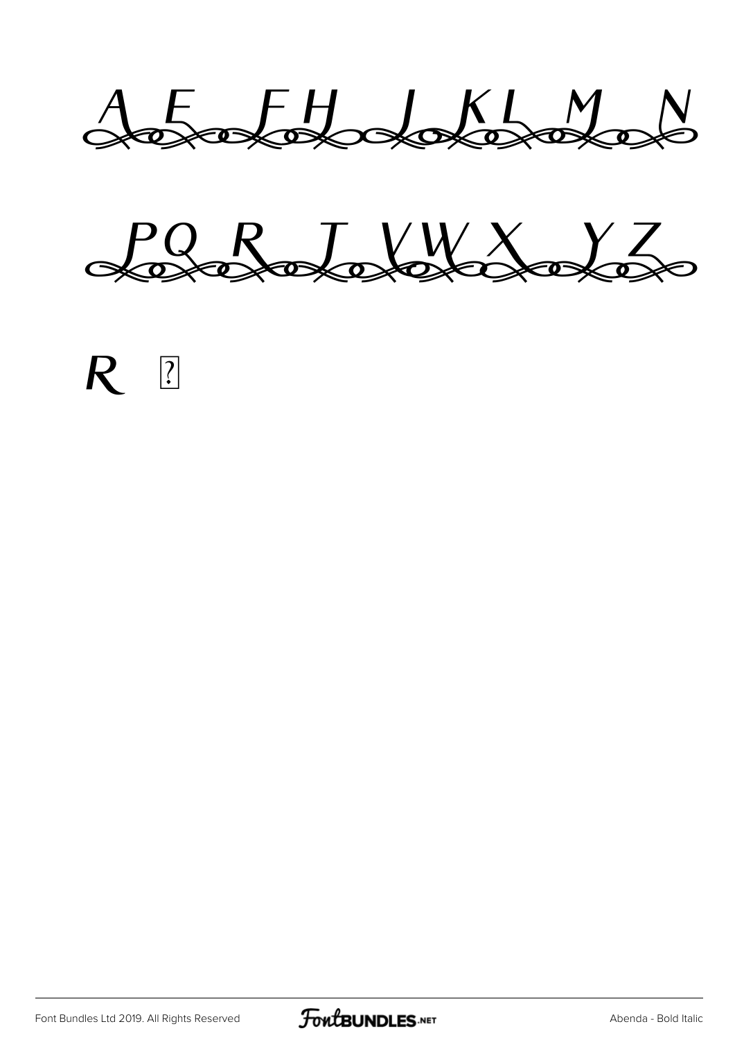A E F H J K L M N

P Q R T V W X Y Z

R ?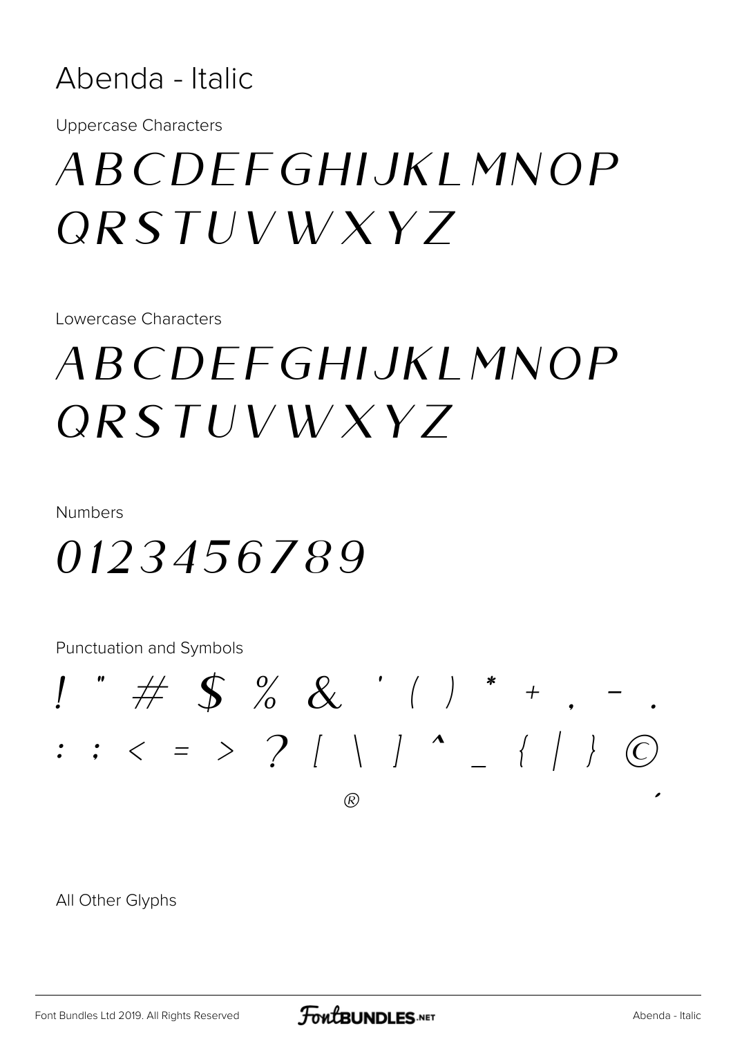# Abenda - Italic

Uppercase Characters

ABCDEFGHIJKLMNOP
QRSTUVWXYZ

Lowercase Characters

ABCDEFGHIJKLMNOP
QRSTUVWXYZ

Numbers

0123456789

Punctuation and Symbols

! " # $ % & ' ( ) * + , - .
: ; < = > ? [ \ ] ^ _ { | } ©
® ´

All Other Glyphs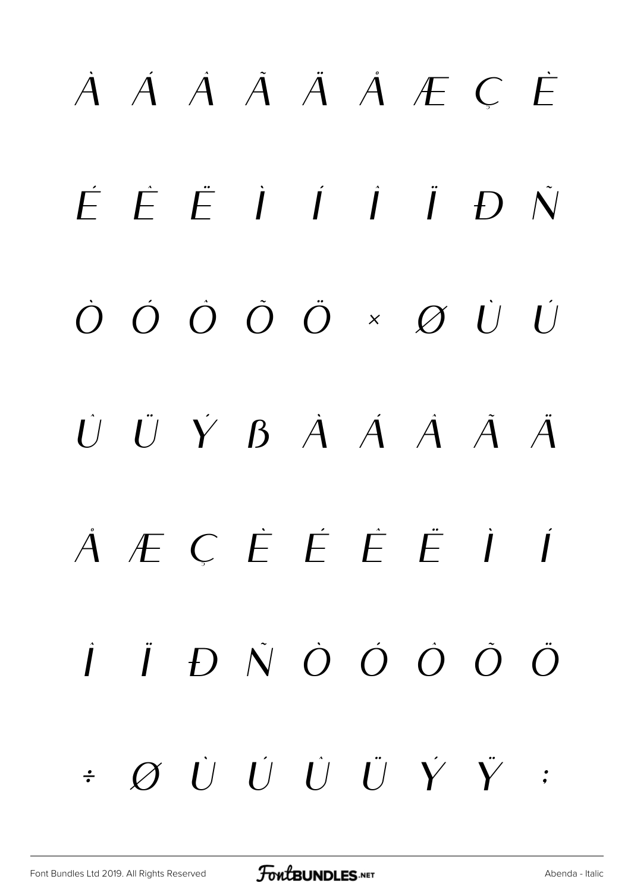À Á Â Ã Ä Å Æ Ç È

É Ê Ë Ì Í Î Ï Ð Ñ

Ò Ó Ô Õ Ö × Ø Ù Ú

Û Ü Ý ß À Á Â Ã Ä

Å Æ Ç È É Ê Ë Ì Í

Î Ï Ð Ñ Ò Ó Ô Õ Ö

÷ Ø Ù Ú Û Ü Ý Ÿ ;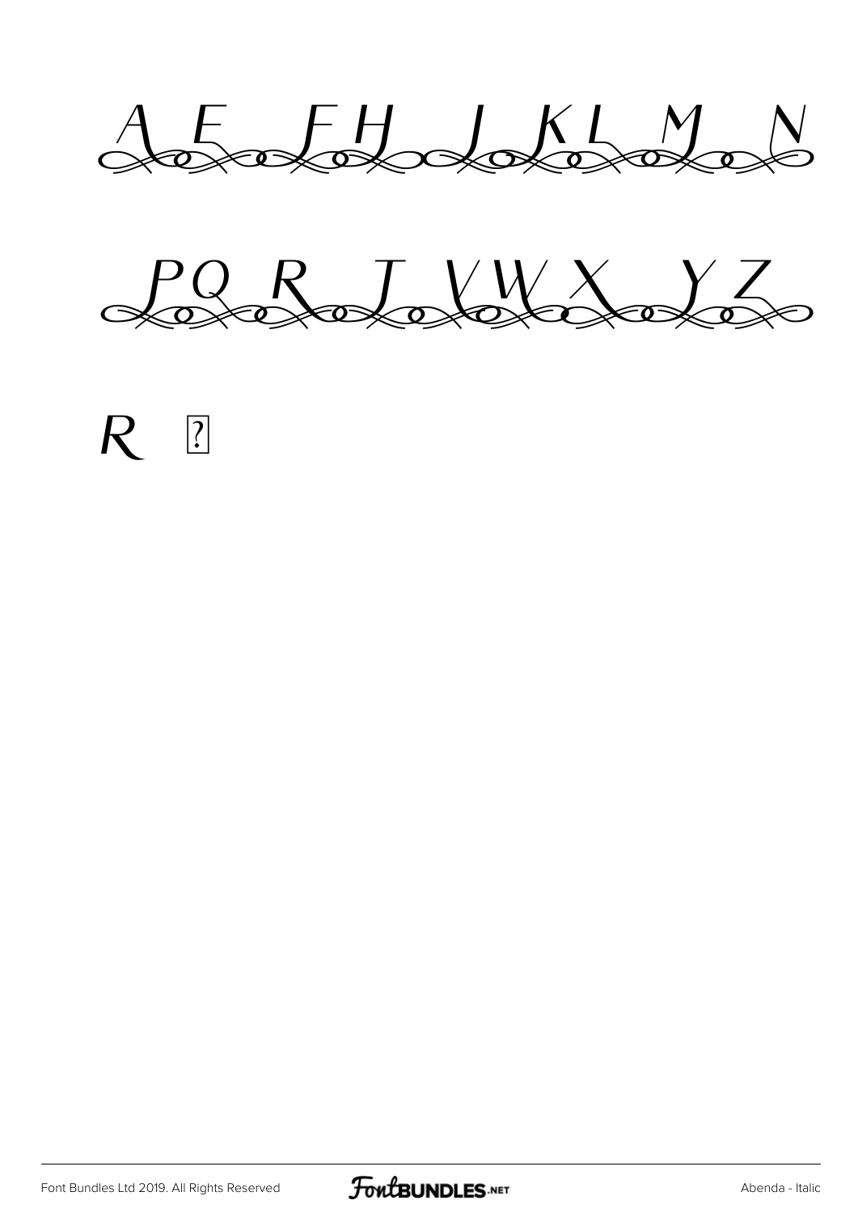A E F H J K L M N

P Q R T V W X Y Z

R ▯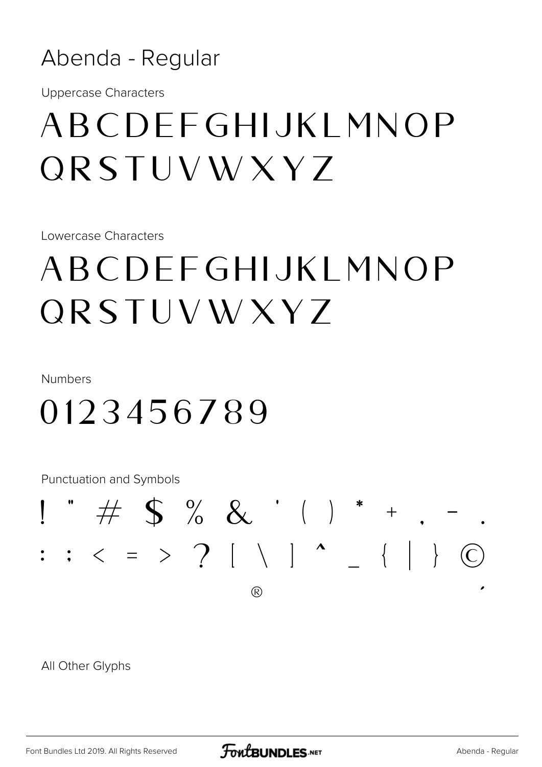# Abenda - Regular

Uppercase Characters

## ABCDEFGHIJKLMNOP QRSTUVWXYZ

Lowercase Characters

## ABCDEFGHIJKLMNOP QRSTUVWXYZ

Numbers

## 0123456789

Punctuation and Symbols

! " # $ % & ' ( ) * + , - .

: ; < = > ? [ \ ] ^ _ { | } ©

® ´

All Other Glyphs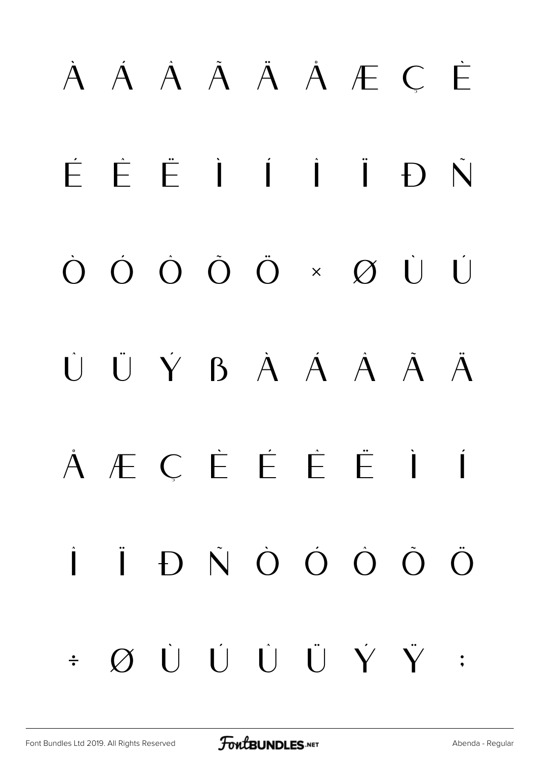À Á Â Ã Ä Å Æ Ç È

É Ê Ë Ì Í Î Ï Ð Ñ

Ò Ó Ô Õ Ö × Ø Ù Ú

Û Ü Ý ß à á â ã ä

å æ ç è é ê ë ì í

î ï ð ñ ò ó ô õ ö

÷ ø ù ú û ü ý ÿ ;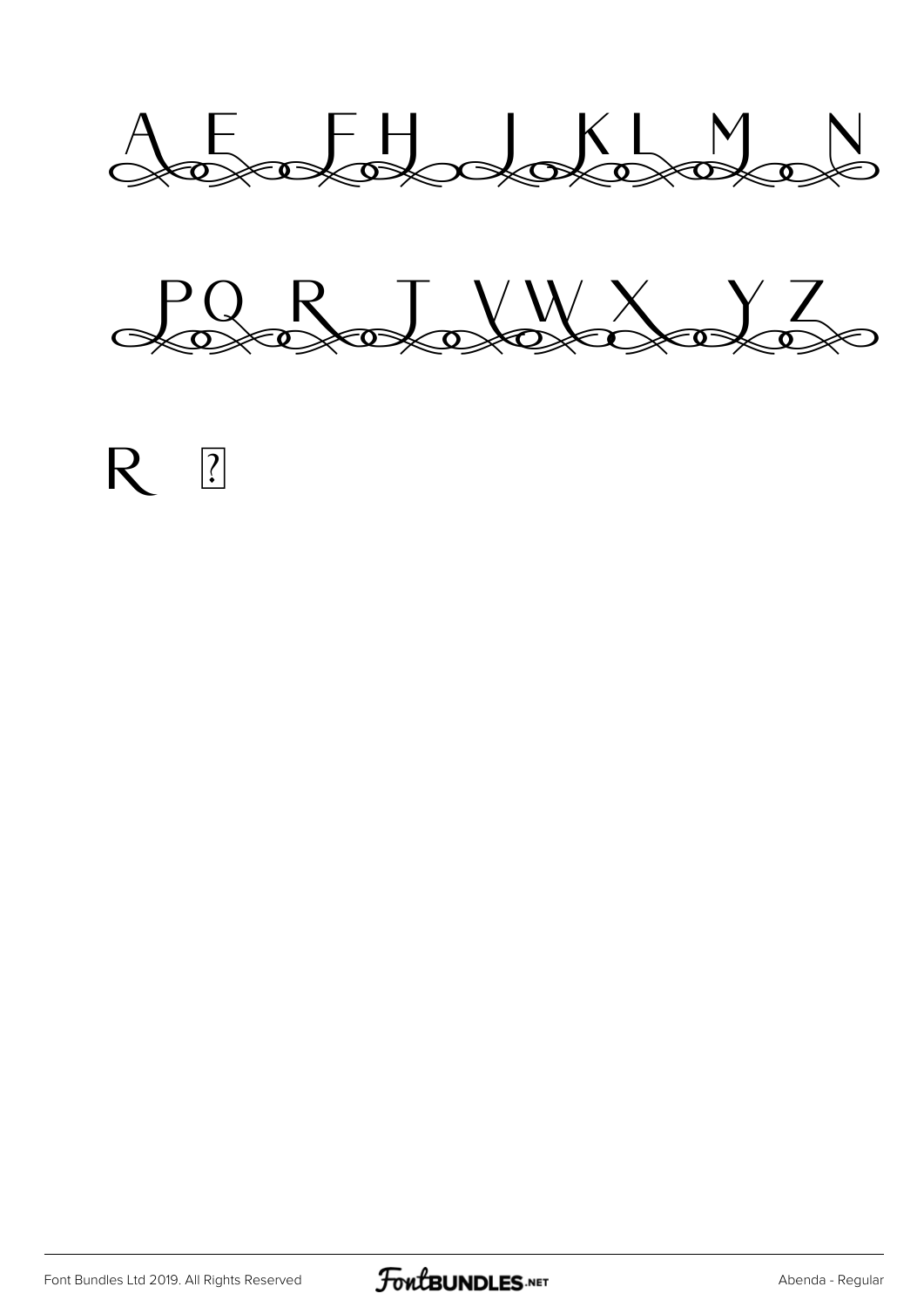A E F H J K L M N

P Q R T V W X Y Z

R ?